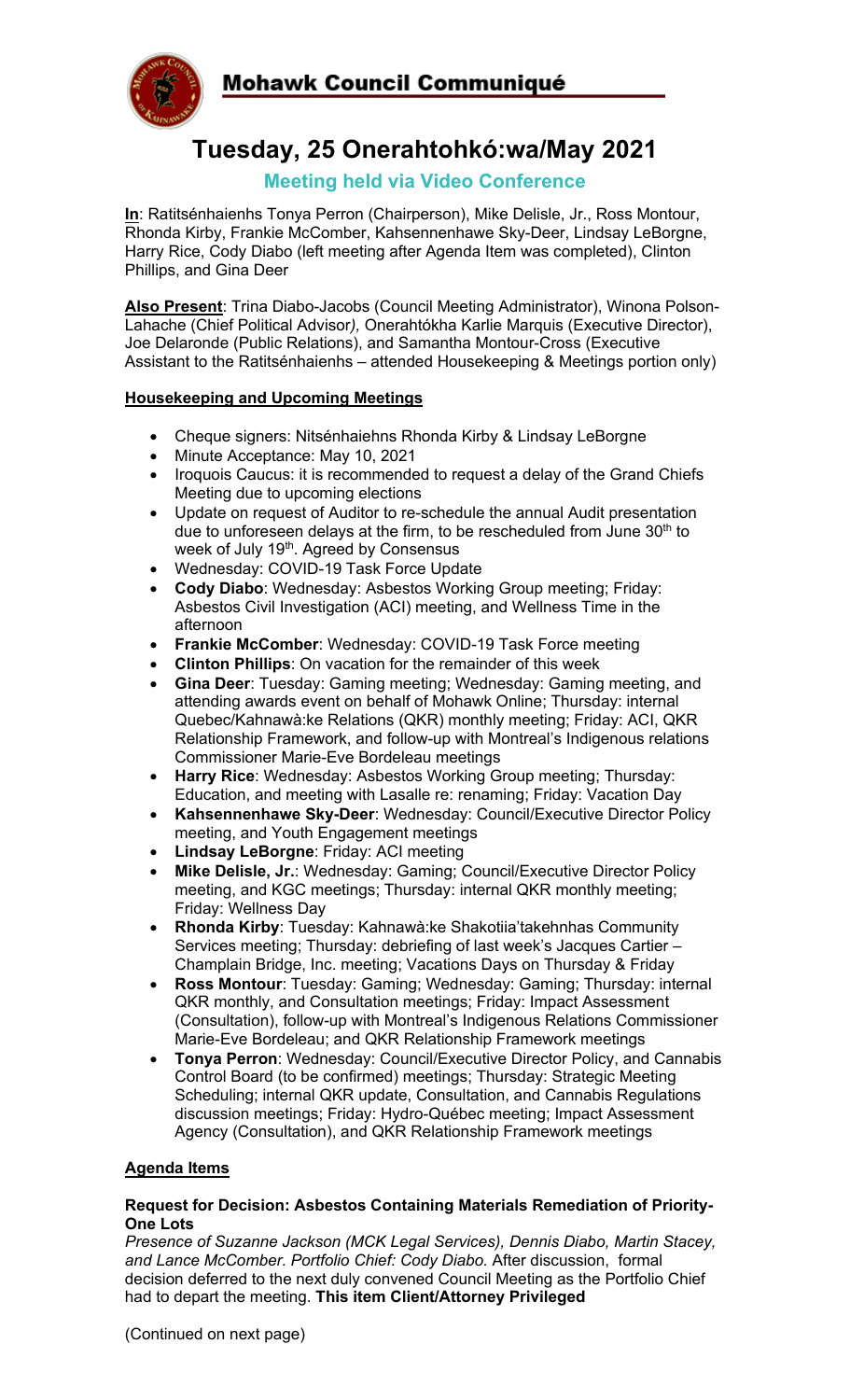# Mohawk Council Communiqué

## Tuesday, 25 Onerahtohkó:wa/May 2021

### Meeting held via Video Conference

**In**: Ratitsénhaienhs Tonya Perron (Chairperson), Mike Delisle, Jr., Ross Montour, Rhonda Kirby, Frankie McComber, Kahsennenhawe Sky-Deer, Lindsay LeBorgne, Harry Rice, Cody Diabo (left meeting after Agenda Item was completed), Clinton Phillips, and Gina Deer

**Also Present**: Trina Diabo-Jacobs (Council Meeting Administrator), Winona Polson-Lahache (Chief Political Advisor*),* Onerahtókha Karlie Marquis (Executive Director), Joe Delaronde (Public Relations), and Samantha Montour-Cross (Executive Assistant to the Ratitsénhaienhs – attended Housekeeping & Meetings portion only)

**Housekeeping and Upcoming Meetings**

- Cheque signers: Nitsénhaiehns Rhonda Kirby & Lindsay LeBorgne
- Minute Acceptance: May 10, 2021
- Iroquois Caucus: it is recommended to request a delay of the Grand Chiefs Meeting due to upcoming elections
- Update on request of Auditor to re-schedule the annual Audit presentation due to unforeseen delays at the firm, to be rescheduled from June 30th to week of July 19th. Agreed by Consensus
- Wednesday: COVID-19 Task Force Update
- **Cody Diabo**: Wednesday: Asbestos Working Group meeting; Friday: Asbestos Civil Investigation (ACI) meeting, and Wellness Time in the afternoon
- **Frankie McComber**: Wednesday: COVID-19 Task Force meeting
- **Clinton Phillips**: On vacation for the remainder of this week
- **Gina Deer**: Tuesday: Gaming meeting; Wednesday: Gaming meeting, and attending awards event on behalf of Mohawk Online; Thursday: internal Quebec/Kahnawà:ke Relations (QKR) monthly meeting; Friday: ACI, QKR Relationship Framework, and follow-up with Montreal's Indigenous relations Commissioner Marie-Eve Bordeleau meetings
- **Harry Rice**: Wednesday: Asbestos Working Group meeting; Thursday: Education, and meeting with Lasalle re: renaming; Friday: Vacation Day
- **Kahsennenhawe Sky-Deer**: Wednesday: Council/Executive Director Policy meeting, and Youth Engagement meetings
- **Lindsay LeBorgne**: Friday: ACI meeting
- **Mike Delisle, Jr.**: Wednesday: Gaming; Council/Executive Director Policy meeting, and KGC meetings; Thursday: internal QKR monthly meeting; Friday: Wellness Day
- **Rhonda Kirby**: Tuesday: Kahnawà:ke Shakotiia'takehnhas Community Services meeting; Thursday: debriefing of last week's Jacques Cartier – Champlain Bridge, Inc. meeting; Vacations Days on Thursday & Friday
- **Ross Montour**: Tuesday: Gaming; Wednesday: Gaming; Thursday: internal QKR monthly, and Consultation meetings; Friday: Impact Assessment (Consultation), follow-up with Montreal's Indigenous Relations Commissioner Marie-Eve Bordeleau; and QKR Relationship Framework meetings
- **Tonya Perron**: Wednesday: Council/Executive Director Policy, and Cannabis Control Board (to be confirmed) meetings; Thursday: Strategic Meeting Scheduling; internal QKR update, Consultation, and Cannabis Regulations discussion meetings; Friday: Hydro-Québec meeting; Impact Assessment Agency (Consultation), and QKR Relationship Framework meetings

**Agenda Items**

**Request for Decision: Asbestos Containing Materials Remediation of Priority-One Lots**
*Presence of Suzanne Jackson (MCK Legal Services), Dennis Diabo, Martin Stacey, and Lance McComber. Portfolio Chief: Cody Diabo.* After discussion, formal decision deferred to the next duly convened Council Meeting as the Portfolio Chief had to depart the meeting. **This item Client/Attorney Privileged**

(Continued on next page)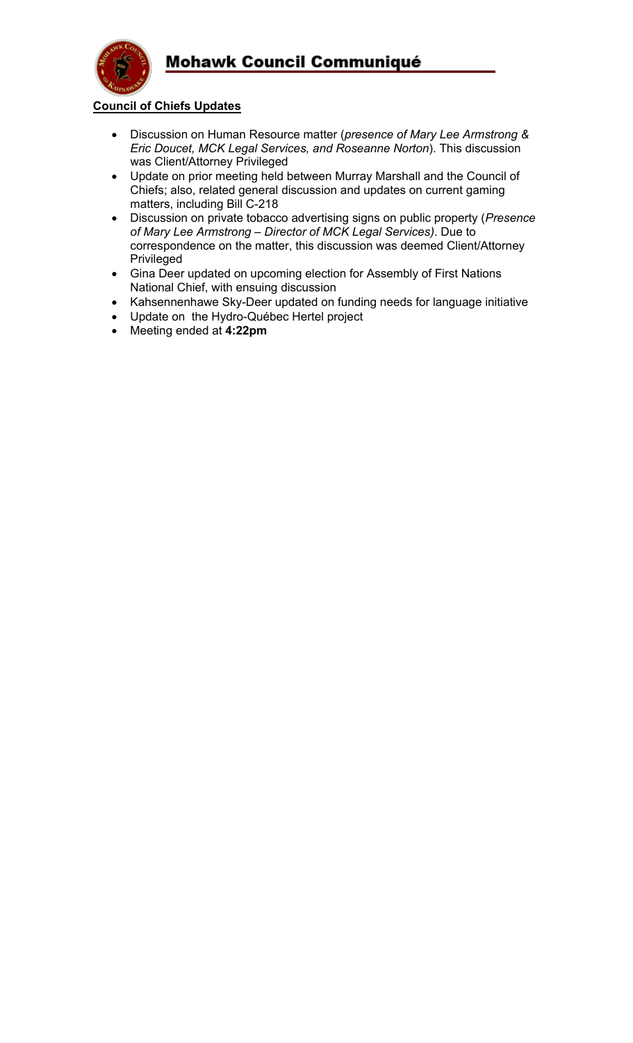**Council of Chiefs Updates**

- Discussion on Human Resource matter (*presence of Mary Lee Armstrong & Eric Doucet, MCK Legal Services, and Roseanne Norton*). This discussion was Client/Attorney Privileged
- Update on prior meeting held between Murray Marshall and the Council of Chiefs; also, related general discussion and updates on current gaming matters, including Bill C-218
- Discussion on private tobacco advertising signs on public property (*Presence of Mary Lee Armstrong – Director of MCK Legal Services)*. Due to correspondence on the matter, this discussion was deemed Client/Attorney Privileged
- Gina Deer updated on upcoming election for Assembly of First Nations National Chief, with ensuing discussion
- Kahsennenhawe Sky-Deer updated on funding needs for language initiative
- Update on the Hydro-Québec Hertel project
- Meeting ended at **4:22pm**